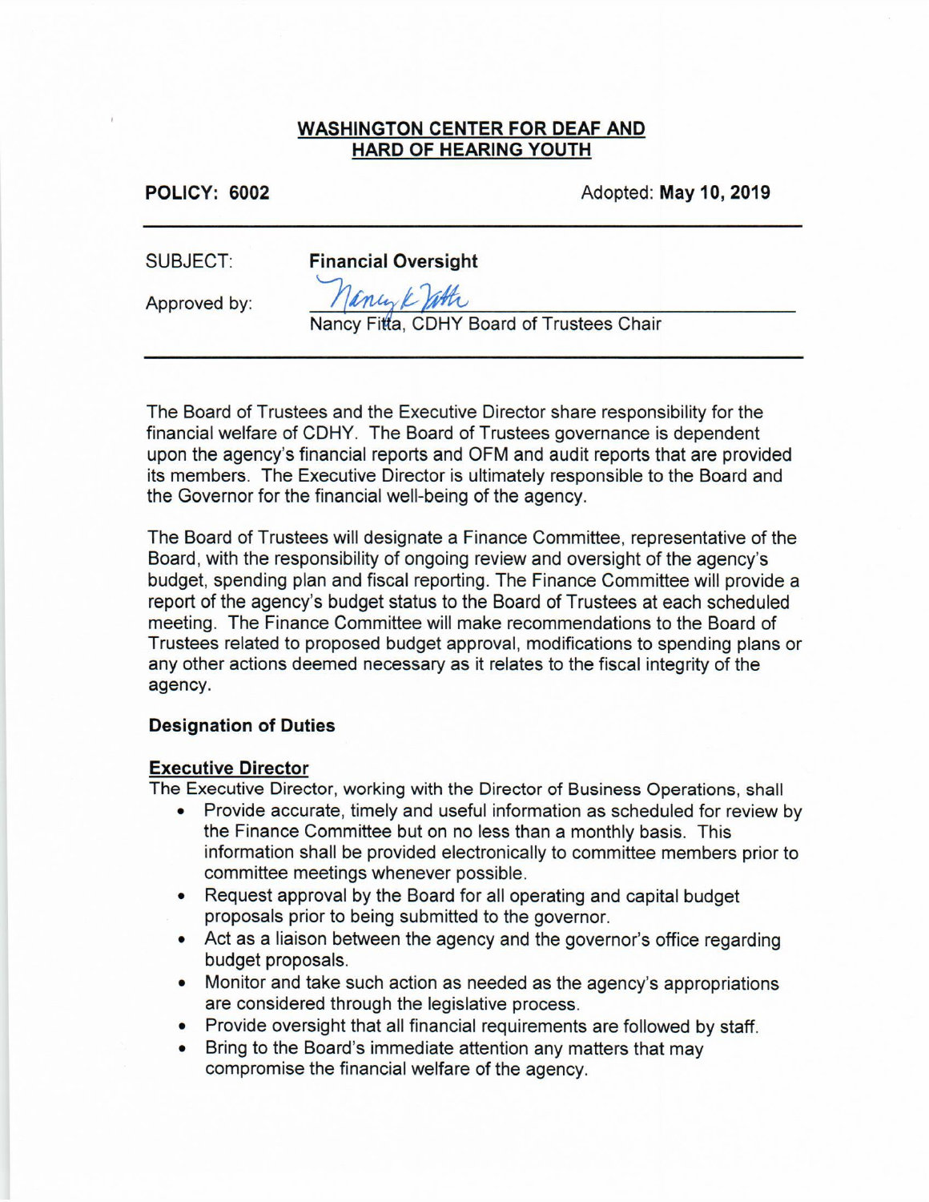# WASHINGTON CENTER FOR DEAF AND HARD OF HEARING YOUTH

**POLICY: 6002** Adopted: **May 10, 2019**

SUBJECT: **Financial Oversight**

Approved by: Nancy K Fitta
Nancy Fitta, CDHY Board of Trustees Chair

The Board of Trustees and the Executive Director share responsibility for the financial welfare of CDHY. The Board of Trustees governance is dependent upon the agency's financial reports and OFM and audit reports that are provided its members. The Executive Director is ultimately responsible to the Board and the Governor for the financial well-being of the agency.

The Board of Trustees will designate a Finance Committee, representative of the Board, with the responsibility of ongoing review and oversight of the agency's budget, spending plan and fiscal reporting. The Finance Committee will provide a report of the agency's budget status to the Board of Trustees at each scheduled meeting. The Finance Committee will make recommendations to the Board of Trustees related to proposed budget approval, modifications to spending plans or any other actions deemed necessary as it relates to the fiscal integrity of the agency.

### Designation of Duties

#### Executive Director

The Executive Director, working with the Director of Business Operations, shall

- Provide accurate, timely and useful information as scheduled for review by the Finance Committee but on no less than a monthly basis. This information shall be provided electronically to committee members prior to committee meetings whenever possible.
- Request approval by the Board for all operating and capital budget proposals prior to being submitted to the governor.
- Act as a liaison between the agency and the governor's office regarding budget proposals.
- Monitor and take such action as needed as the agency's appropriations are considered through the legislative process.
- Provide oversight that all financial requirements are followed by staff.
- Bring to the Board's immediate attention any matters that may compromise the financial welfare of the agency.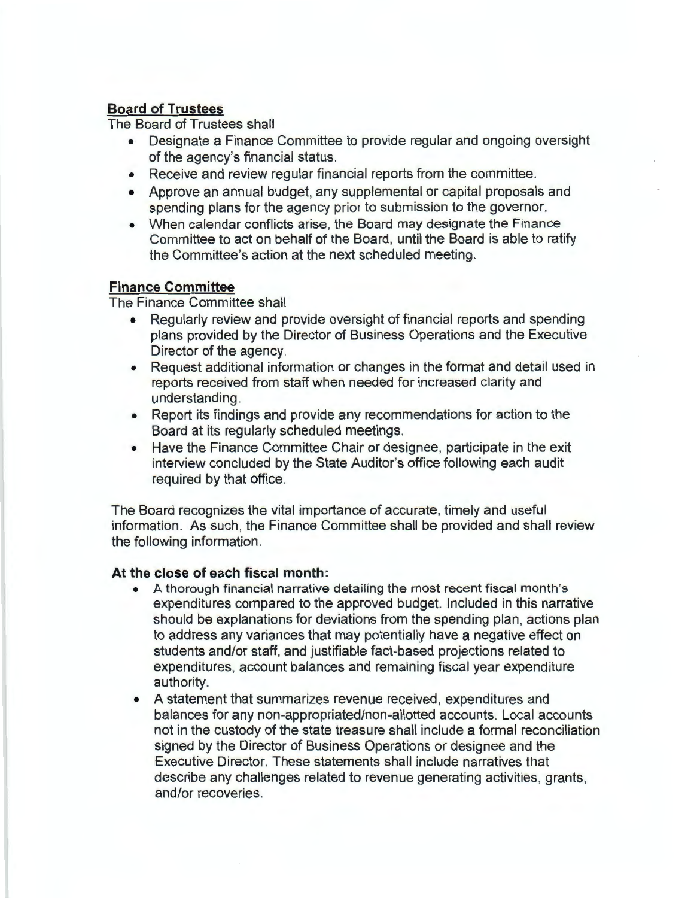**Board of Trustees**

The Board of Trustees shall

- Designate a Finance Committee to provide regular and ongoing oversight of the agency's financial status.
- Receive and review regular financial reports from the committee.
- Approve an annual budget, any supplemental or capital proposals and spending plans for the agency prior to submission to the governor.
- When calendar conflicts arise, the Board may designate the Finance Committee to act on behalf of the Board, until the Board is able to ratify the Committee's action at the next scheduled meeting.

**Finance Committee**

The Finance Committee shall

- Regularly review and provide oversight of financial reports and spending plans provided by the Director of Business Operations and the Executive Director of the agency.
- Request additional information or changes in the format and detail used in reports received from staff when needed for increased clarity and understanding.
- Report its findings and provide any recommendations for action to the Board at its regularly scheduled meetings.
- Have the Finance Committee Chair or designee, participate in the exit interview concluded by the State Auditor's office following each audit required by that office.

The Board recognizes the vital importance of accurate, timely and useful information. As such, the Finance Committee shall be provided and shall review the following information.

**At the close of each fiscal month:**

- A thorough financial narrative detailing the most recent fiscal month's expenditures compared to the approved budget. Included in this narrative should be explanations for deviations from the spending plan, actions plan to address any variances that may potentially have a negative effect on students and/or staff, and justifiable fact-based projections related to expenditures, account balances and remaining fiscal year expenditure authority.
- A statement that summarizes revenue received, expenditures and balances for any non-appropriated/non-allotted accounts. Local accounts not in the custody of the state treasure shall include a formal reconciliation signed by the Director of Business Operations or designee and the Executive Director. These statements shall include narratives that describe any challenges related to revenue generating activities, grants, and/or recoveries.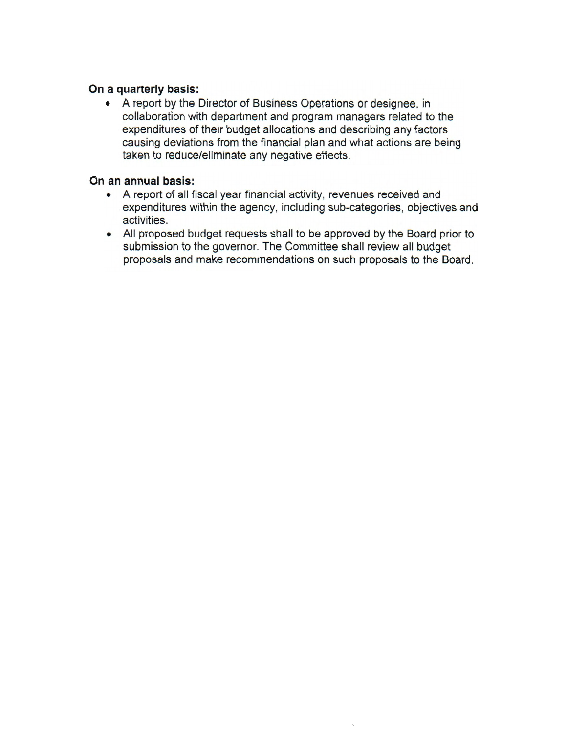**On a quarterly basis:**

- A report by the Director of Business Operations or designee, in collaboration with department and program managers related to the expenditures of their budget allocations and describing any factors causing deviations from the financial plan and what actions are being taken to reduce/eliminate any negative effects.

**On an annual basis:**

- A report of all fiscal year financial activity, revenues received and expenditures within the agency, including sub-categories, objectives and activities.
- All proposed budget requests shall to be approved by the Board prior to submission to the governor. The Committee shall review all budget proposals and make recommendations on such proposals to the Board.